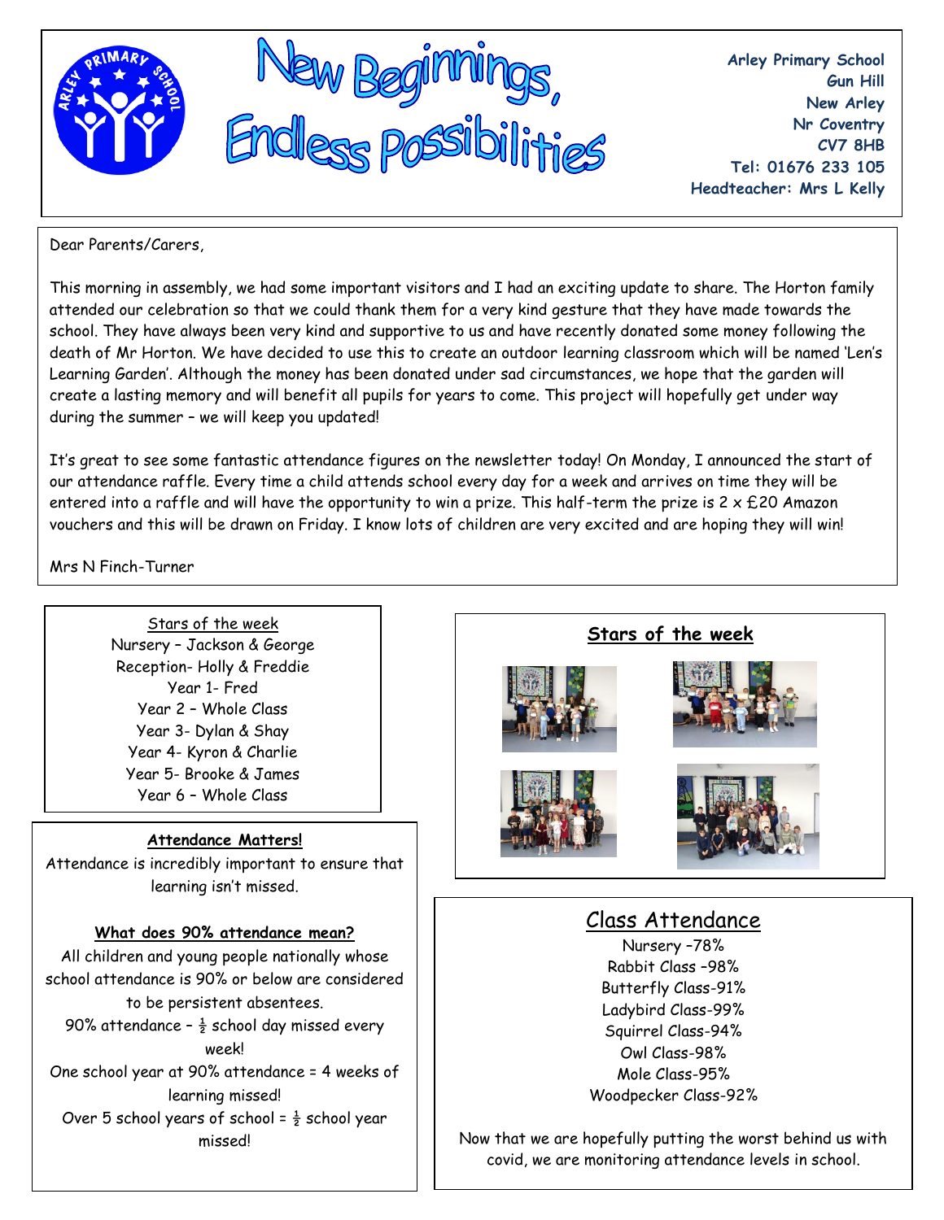# New Beginnings, Endless Possibilities

**Arley Primary School**
**Gun Hill**
**New Arley**
**Nr Coventry**
**CV7 8HB**
**Tel: 01676 233 105**
**Headteacher: Mrs L Kelly**

Dear Parents/Carers,

This morning in assembly, we had some important visitors and I had an exciting update to share. The Horton family attended our celebration so that we could thank them for a very kind gesture that they have made towards the school. They have always been very kind and supportive to us and have recently donated some money following the death of Mr Horton. We have decided to use this to create an outdoor learning classroom which will be named 'Len's Learning Garden'. Although the money has been donated under sad circumstances, we hope that the garden will create a lasting memory and will benefit all pupils for years to come. This project will hopefully get under way during the summer – we will keep you updated!

It's great to see some fantastic attendance figures on the newsletter today! On Monday, I announced the start of our attendance raffle. Every time a child attends school every day for a week and arrives on time they will be entered into a raffle and will have the opportunity to win a prize. This half-term the prize is 2 x £20 Amazon vouchers and this will be drawn on Friday. I know lots of children are very excited and are hoping they will win!

Mrs N Finch-Turner

## Stars of the week

Nursery – Jackson & George
Reception- Holly & Freddie
Year 1- Fred
Year 2 – Whole Class
Year 3- Dylan & Shay
Year 4- Kyron & Charlie
Year 5- Brooke & James
Year 6 – Whole Class

## Attendance Matters!

Attendance is incredibly important to ensure that learning isn't missed.

**What does 90% attendance mean?**

All children and young people nationally whose school attendance is 90% or below are considered to be persistent absentees.

90% attendance – ½ school day missed every week!

One school year at 90% attendance = 4 weeks of learning missed!

Over 5 school years of school = ½ school year missed!

## Stars of the week

## Class Attendance

Nursery –78%
Rabbit Class –98%
Butterfly Class-91%
Ladybird Class-99%
Squirrel Class-94%
Owl Class-98%
Mole Class-95%
Woodpecker Class-92%

Now that we are hopefully putting the worst behind us with covid, we are monitoring attendance levels in school.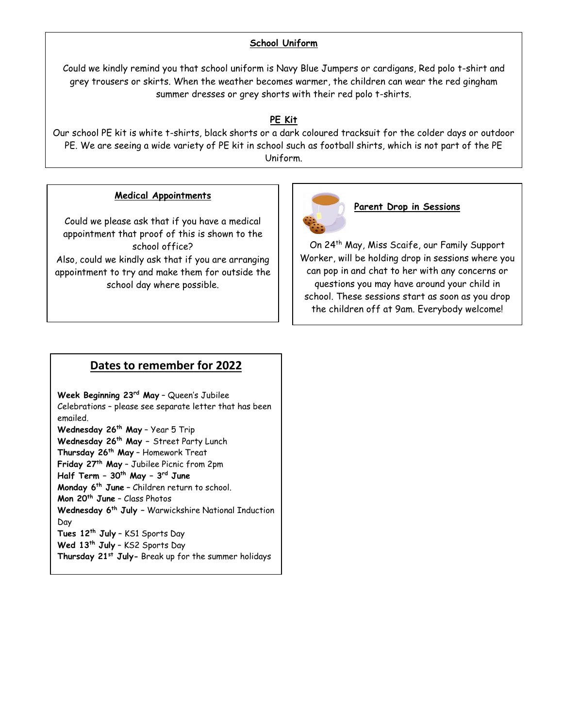### School Uniform

Could we kindly remind you that school uniform is Navy Blue Jumpers or cardigans, Red polo t-shirt and grey trousers or skirts. When the weather becomes warmer, the children can wear the red gingham summer dresses or grey shorts with their red polo t-shirts.

### PE Kit

Our school PE kit is white t-shirts, black shorts or a dark coloured tracksuit for the colder days or outdoor PE. We are seeing a wide variety of PE kit in school such as football shirts, which is not part of the PE Uniform.

### Medical Appointments

Could we please ask that if you have a medical appointment that proof of this is shown to the school office?

Also, could we kindly ask that if you are arranging appointment to try and make them for outside the school day where possible.

### Parent Drop in Sessions

On 24th May, Miss Scaife, our Family Support Worker, will be holding drop in sessions where you can pop in and chat to her with any concerns or questions you may have around your child in school. These sessions start as soon as you drop the children off at 9am. Everybody welcome!

## Dates to remember for 2022

**Week Beginning 23rd May** – Queen's Jubilee Celebrations – please see separate letter that has been emailed.
**Wednesday 26th May** – Year 5 Trip
**Wednesday 26th May** – Street Party Lunch
**Thursday 26th May** – Homework Treat
**Friday 27th May** – Jubilee Picnic from 2pm
**Half Term – 30th May – 3rd June**
**Monday 6th June** – Children return to school.
**Mon 20th June** – Class Photos
**Wednesday 6th July** – Warwickshire National Induction Day
**Tues 12th July** – KS1 Sports Day
**Wed 13th July** – KS2 Sports Day
**Thursday 21st July-** Break up for the summer holidays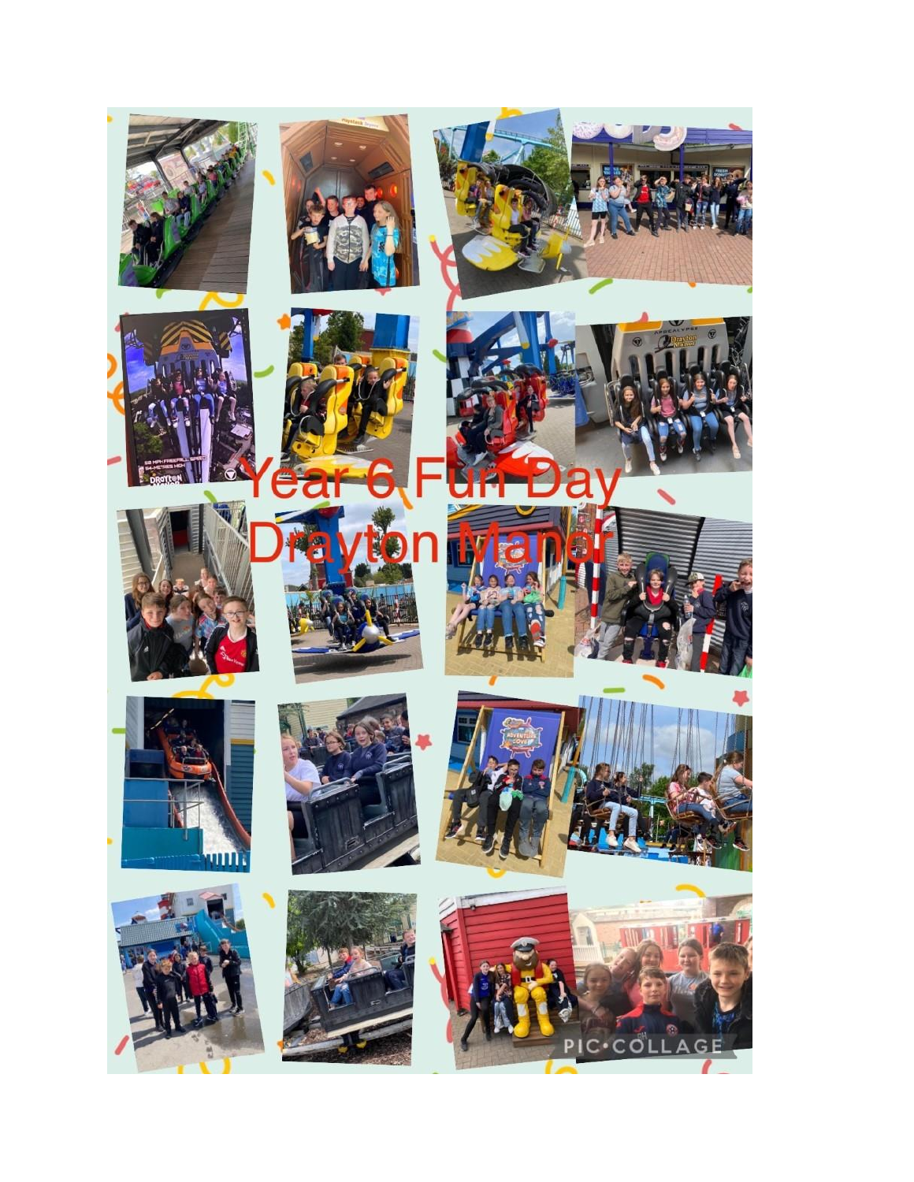# Year 6 Fun Day Drayton Manor